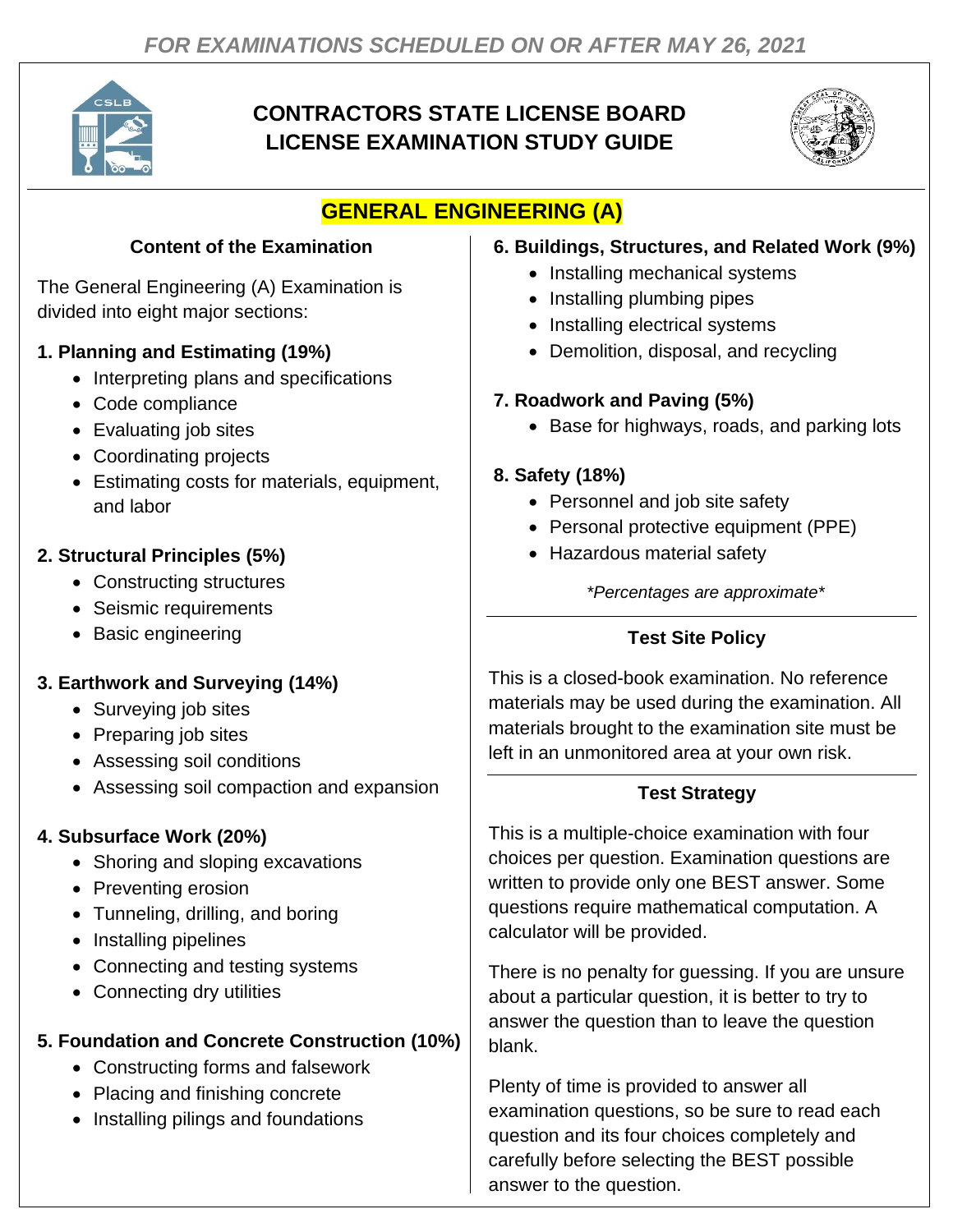*FOR EXAMINATIONS SCHEDULED ON OR AFTER MAY 26, 2021*

# CONTRACTORS STATE LICENSE BOARD
# LICENSE EXAMINATION STUDY GUIDE

## GENERAL ENGINEERING (A)

### Content of the Examination

The General Engineering (A) Examination is divided into eight major sections:

**1. Planning and Estimating (19%)**
- Interpreting plans and specifications
- Code compliance
- Evaluating job sites
- Coordinating projects
- Estimating costs for materials, equipment, and labor

**2. Structural Principles (5%)**
- Constructing structures
- Seismic requirements
- Basic engineering

**3. Earthwork and Surveying (14%)**
- Surveying job sites
- Preparing job sites
- Assessing soil conditions
- Assessing soil compaction and expansion

**4. Subsurface Work (20%)**
- Shoring and sloping excavations
- Preventing erosion
- Tunneling, drilling, and boring
- Installing pipelines
- Connecting and testing systems
- Connecting dry utilities

**5. Foundation and Concrete Construction (10%)**
- Constructing forms and falsework
- Placing and finishing concrete
- Installing pilings and foundations

**6. Buildings, Structures, and Related Work (9%)**
- Installing mechanical systems
- Installing plumbing pipes
- Installing electrical systems
- Demolition, disposal, and recycling

**7. Roadwork and Paving (5%)**
- Base for highways, roads, and parking lots

**8. Safety (18%)**
- Personnel and job site safety
- Personal protective equipment (PPE)
- Hazardous material safety

*\*Percentages are approximate\**

### Test Site Policy

This is a closed-book examination. No reference materials may be used during the examination. All materials brought to the examination site must be left in an unmonitored area at your own risk.

### Test Strategy

This is a multiple-choice examination with four choices per question. Examination questions are written to provide only one BEST answer. Some questions require mathematical computation. A calculator will be provided.

There is no penalty for guessing. If you are unsure about a particular question, it is better to try to answer the question than to leave the question blank.

Plenty of time is provided to answer all examination questions, so be sure to read each question and its four choices completely and carefully before selecting the BEST possible answer to the question.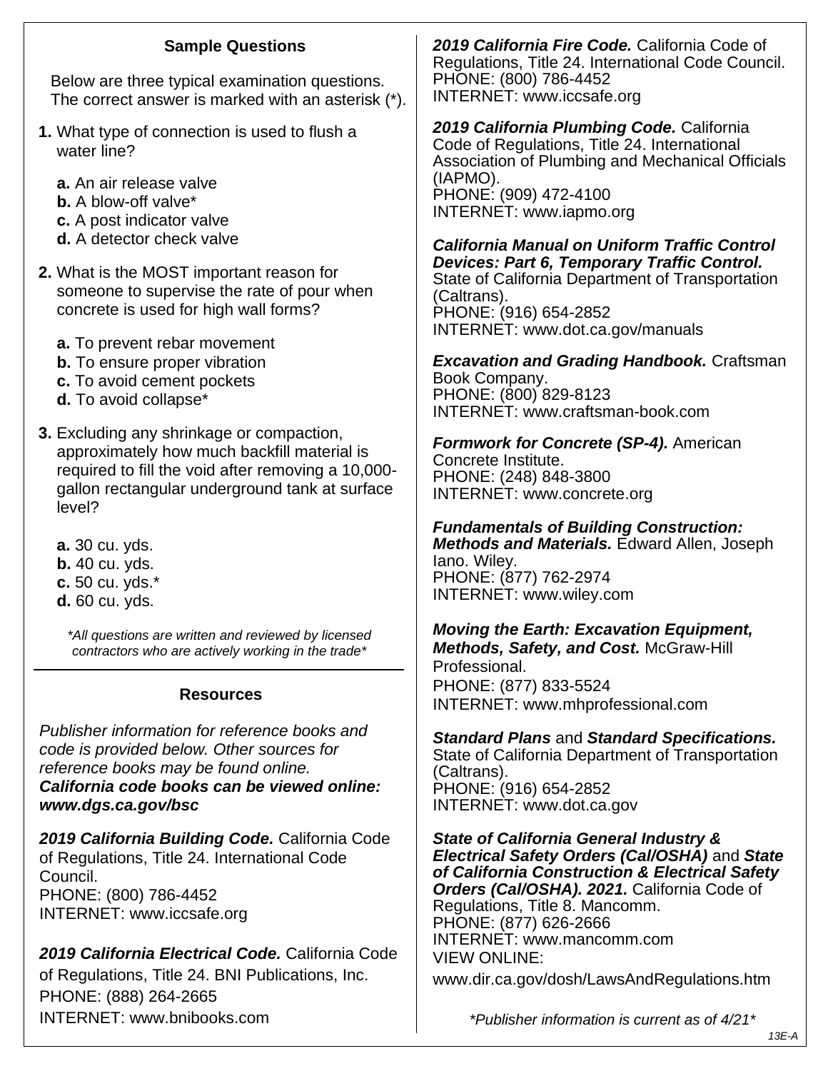## Sample Questions

Below are three typical examination questions. The correct answer is marked with an asterisk (*).

**1.** What type of connection is used to flush a water line?

- **a.** An air release valve
- **b.** A blow-off valve*
- **c.** A post indicator valve
- **d.** A detector check valve

**2.** What is the MOST important reason for someone to supervise the rate of pour when concrete is used for high wall forms?

- **a.** To prevent rebar movement
- **b.** To ensure proper vibration
- **c.** To avoid cement pockets
- **d.** To avoid collapse*

**3.** Excluding any shrinkage or compaction, approximately how much backfill material is required to fill the void after removing a 10,000-gallon rectangular underground tank at surface level?

- **a.** 30 cu. yds.
- **b.** 40 cu. yds.
- **c.** 50 cu. yds.*
- **d.** 60 cu. yds.

*\*All questions are written and reviewed by licensed contractors who are actively working in the trade\**

## Resources

*Publisher information for reference books and code is provided below. Other sources for reference books may be found online.*
***California code books can be viewed online: www.dgs.ca.gov/bsc***

***2019 California Building Code.*** California Code of Regulations, Title 24. International Code Council.
PHONE: (800) 786-4452
INTERNET: www.iccsafe.org

***2019 California Electrical Code.*** California Code of Regulations, Title 24. BNI Publications, Inc.
PHONE: (888) 264-2665
INTERNET: www.bnibooks.com

***2019 California Fire Code.*** California Code of Regulations, Title 24. International Code Council.
PHONE: (800) 786-4452
INTERNET: www.iccsafe.org

***2019 California Plumbing Code.*** California Code of Regulations, Title 24. International Association of Plumbing and Mechanical Officials (IAPMO).
PHONE: (909) 472-4100
INTERNET: www.iapmo.org

***California Manual on Uniform Traffic Control Devices: Part 6, Temporary Traffic Control.*** State of California Department of Transportation (Caltrans).
PHONE: (916) 654-2852
INTERNET: www.dot.ca.gov/manuals

***Excavation and Grading Handbook.*** Craftsman Book Company.
PHONE: (800) 829-8123
INTERNET: www.craftsman-book.com

***Formwork for Concrete (SP-4).*** American Concrete Institute.
PHONE: (248) 848-3800
INTERNET: www.concrete.org

***Fundamentals of Building Construction: Methods and Materials.*** Edward Allen, Joseph Iano. Wiley.
PHONE: (877) 762-2974
INTERNET: www.wiley.com

***Moving the Earth: Excavation Equipment, Methods, Safety, and Cost.*** McGraw-Hill Professional.
PHONE: (877) 833-5524
INTERNET: www.mhprofessional.com

***Standard Plans*** and ***Standard Specifications.*** State of California Department of Transportation (Caltrans).
PHONE: (916) 654-2852
INTERNET: www.dot.ca.gov

***State of California General Industry & Electrical Safety Orders (Cal/OSHA)*** and ***State of California Construction & Electrical Safety Orders (Cal/OSHA). 2021.*** California Code of Regulations, Title 8. Mancomm.
PHONE: (877) 626-2666
INTERNET: www.mancomm.com
VIEW ONLINE:
www.dir.ca.gov/dosh/LawsAndRegulations.htm

*\*Publisher information is current as of 4/21\**

*13E-A*